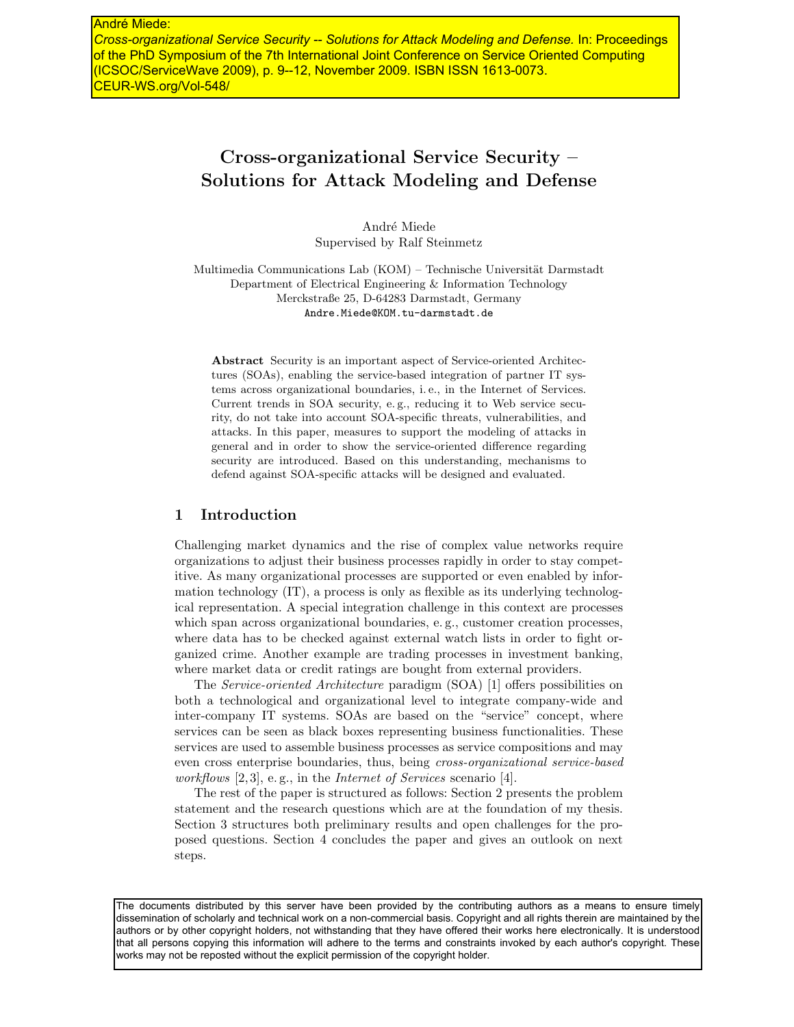André Miede:
*Cross-organizational Service Security -- Solutions for Attack Modeling and Defense.* In: Proceedings of the PhD Symposium of the 7th International Joint Conference on Service Oriented Computing (ICSOC/ServiceWave 2009), p. 9--12, November 2009. ISBN ISSN 1613-0073. CEUR-WS.org/Vol-548/

# Cross-organizational Service Security – Solutions for Attack Modeling and Defense

André Miede
Supervised by Ralf Steinmetz

Multimedia Communications Lab (KOM) – Technische Universität Darmstadt
Department of Electrical Engineering & Information Technology
Merckstraße 25, D-64283 Darmstadt, Germany
Andre.Miede@KOM.tu-darmstadt.de

**Abstract** Security is an important aspect of Service-oriented Architectures (SOAs), enabling the service-based integration of partner IT systems across organizational boundaries, i. e., in the Internet of Services. Current trends in SOA security, e. g., reducing it to Web service security, do not take into account SOA-specific threats, vulnerabilities, and attacks. In this paper, measures to support the modeling of attacks in general and in order to show the service-oriented difference regarding security are introduced. Based on this understanding, mechanisms to defend against SOA-specific attacks will be designed and evaluated.

## 1 Introduction

Challenging market dynamics and the rise of complex value networks require organizations to adjust their business processes rapidly in order to stay competitive. As many organizational processes are supported or even enabled by information technology (IT), a process is only as flexible as its underlying technological representation. A special integration challenge in this context are processes which span across organizational boundaries, e. g., customer creation processes, where data has to be checked against external watch lists in order to fight organized crime. Another example are trading processes in investment banking, where market data or credit ratings are bought from external providers.

The *Service-oriented Architecture* paradigm (SOA) [1] offers possibilities on both a technological and organizational level to integrate company-wide and inter-company IT systems. SOAs are based on the "service" concept, where services can be seen as black boxes representing business functionalities. These services are used to assemble business processes as service compositions and may even cross enterprise boundaries, thus, being *cross-organizational service-based workflows* [2,3], e. g., in the *Internet of Services* scenario [4].

The rest of the paper is structured as follows: Section 2 presents the problem statement and the research questions which are at the foundation of my thesis. Section 3 structures both preliminary results and open challenges for the proposed questions. Section 4 concludes the paper and gives an outlook on next steps.

The documents distributed by this server have been provided by the contributing authors as a means to ensure timely dissemination of scholarly and technical work on a non-commercial basis. Copyright and all rights therein are maintained by the authors or by other copyright holders, not withstanding that they have offered their works here electronically. It is understood that all persons copying this information will adhere to the terms and constraints invoked by each author's copyright. These works may not be reposted without the explicit permission of the copyright holder.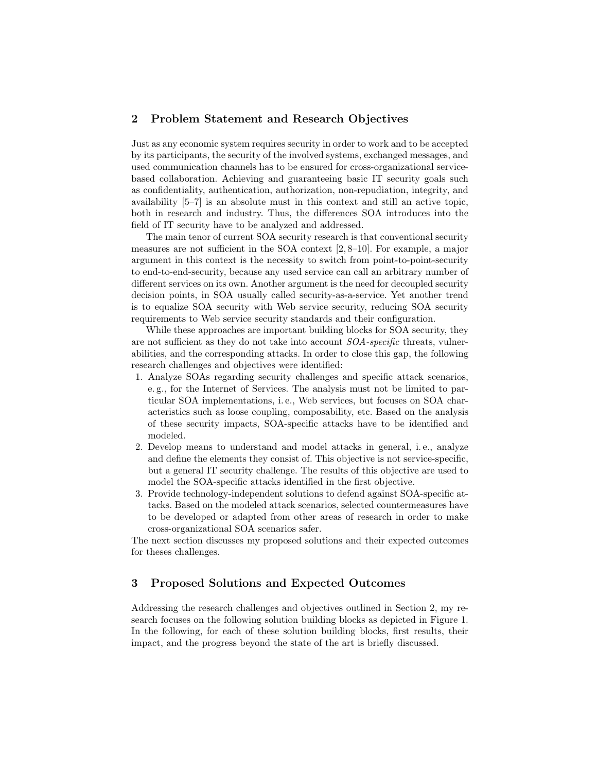## 2 Problem Statement and Research Objectives

Just as any economic system requires security in order to work and to be accepted by its participants, the security of the involved systems, exchanged messages, and used communication channels has to be ensured for cross-organizational service-based collaboration. Achieving and guaranteeing basic IT security goals such as confidentiality, authentication, authorization, non-repudiation, integrity, and availability [5–7] is an absolute must in this context and still an active topic, both in research and industry. Thus, the differences SOA introduces into the field of IT security have to be analyzed and addressed.

The main tenor of current SOA security research is that conventional security measures are not sufficient in the SOA context [2, 8–10]. For example, a major argument in this context is the necessity to switch from point-to-point-security to end-to-end-security, because any used service can call an arbitrary number of different services on its own. Another argument is the need for decoupled security decision points, in SOA usually called security-as-a-service. Yet another trend is to equalize SOA security with Web service security, reducing SOA security requirements to Web service security standards and their configuration.

While these approaches are important building blocks for SOA security, they are not sufficient as they do not take into account *SOA-specific* threats, vulnerabilities, and the corresponding attacks. In order to close this gap, the following research challenges and objectives were identified:

1. Analyze SOAs regarding security challenges and specific attack scenarios, e. g., for the Internet of Services. The analysis must not be limited to particular SOA implementations, i. e., Web services, but focuses on SOA characteristics such as loose coupling, composability, etc. Based on the analysis of these security impacts, SOA-specific attacks have to be identified and modeled.
2. Develop means to understand and model attacks in general, i. e., analyze and define the elements they consist of. This objective is not service-specific, but a general IT security challenge. The results of this objective are used to model the SOA-specific attacks identified in the first objective.
3. Provide technology-independent solutions to defend against SOA-specific attacks. Based on the modeled attack scenarios, selected countermeasures have to be developed or adapted from other areas of research in order to make cross-organizational SOA scenarios safer.

The next section discusses my proposed solutions and their expected outcomes for theses challenges.

## 3 Proposed Solutions and Expected Outcomes

Addressing the research challenges and objectives outlined in Section 2, my research focuses on the following solution building blocks as depicted in Figure 1. In the following, for each of these solution building blocks, first results, their impact, and the progress beyond the state of the art is briefly discussed.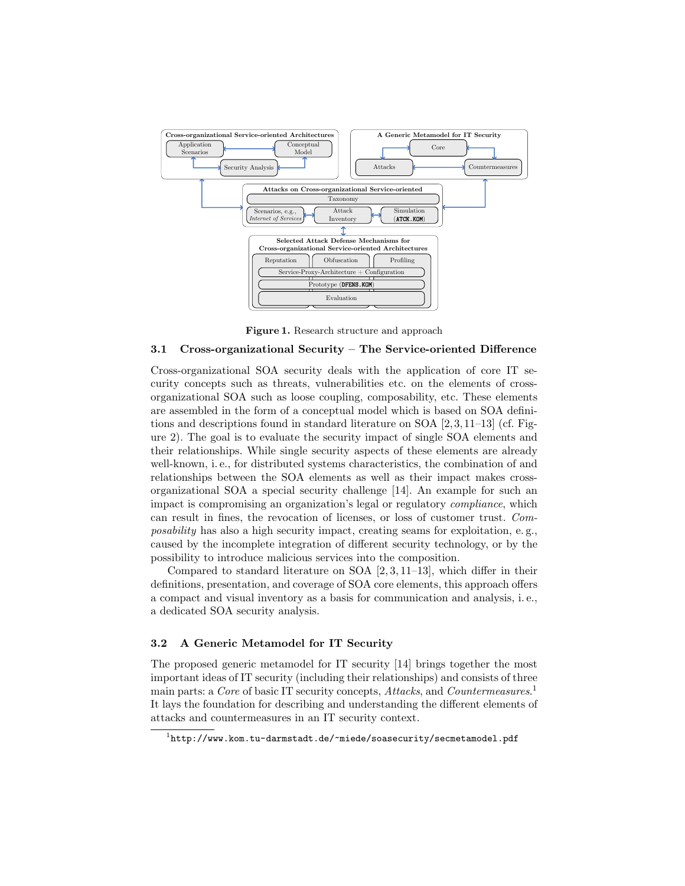Figure 1. Research structure and approach

### 3.1 Cross-organizational Security – The Service-oriented Difference

Cross-organizational SOA security deals with the application of core IT security concepts such as threats, vulnerabilities etc. on the elements of cross-organizational SOA such as loose coupling, composability, etc. These elements are assembled in the form of a conceptual model which is based on SOA definitions and descriptions found in standard literature on SOA [2,3,11–13] (cf. Figure 2). The goal is to evaluate the security impact of single SOA elements and their relationships. While single security aspects of these elements are already well-known, i. e., for distributed systems characteristics, the combination of and relationships between the SOA elements as well as their impact makes cross-organizational SOA a special security challenge [14]. An example for such an impact is compromising an organization's legal or regulatory *compliance*, which can result in fines, the revocation of licenses, or loss of customer trust. *Composability* has also a high security impact, creating seams for exploitation, e. g., caused by the incomplete integration of different security technology, or by the possibility to introduce malicious services into the composition.

Compared to standard literature on SOA [2,3,11–13], which differ in their definitions, presentation, and coverage of SOA core elements, this approach offers a compact and visual inventory as a basis for communication and analysis, i. e., a dedicated SOA security analysis.

### 3.2 A Generic Metamodel for IT Security

The proposed generic metamodel for IT security [14] brings together the most important ideas of IT security (including their relationships) and consists of three main parts: a *Core* of basic IT security concepts, *Attacks*, and *Countermeasures*.[1] It lays the foundation for describing and understanding the different elements of attacks and countermeasures in an IT security context.

[1] `http://www.kom.tu-darmstadt.de/~miede/soasecurity/secmetamodel.pdf`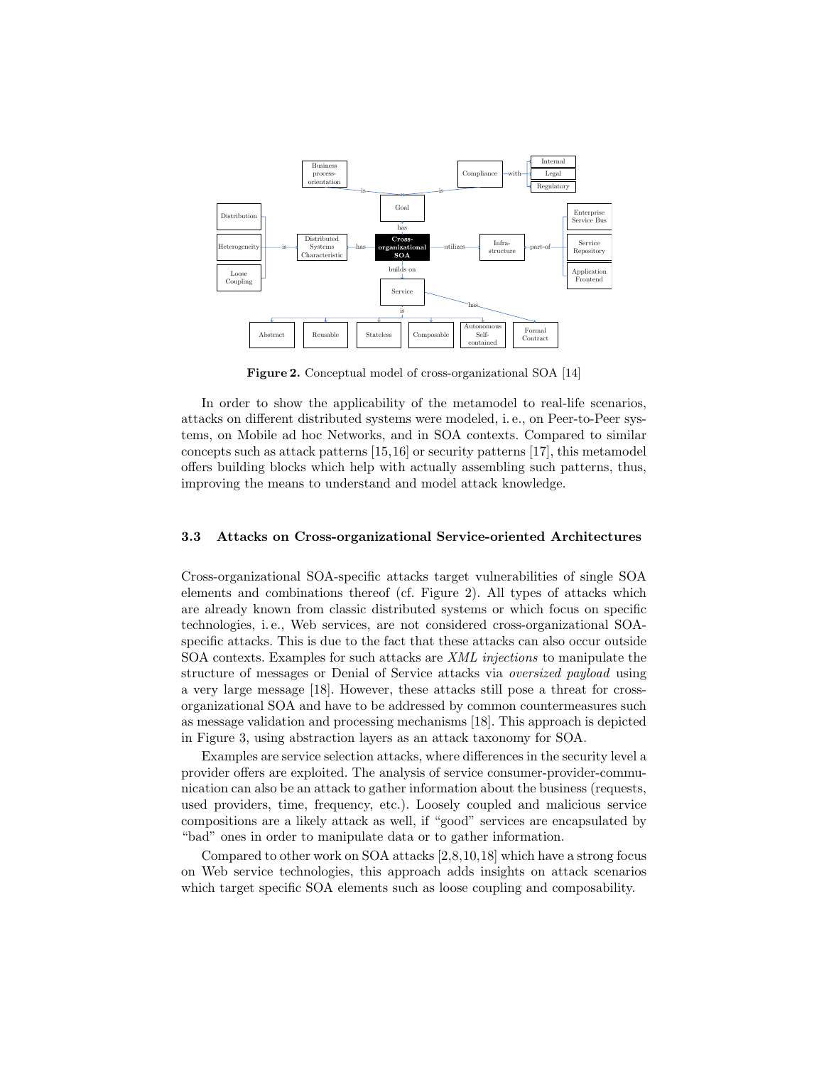**Figure 2.** Conceptual model of cross-organizational SOA [14]

In order to show the applicability of the metamodel to real-life scenarios, attacks on different distributed systems were modeled, i. e., on Peer-to-Peer systems, on Mobile ad hoc Networks, and in SOA contexts. Compared to similar concepts such as attack patterns [15,16] or security patterns [17], this metamodel offers building blocks which help with actually assembling such patterns, thus, improving the means to understand and model attack knowledge.

### 3.3 Attacks on Cross-organizational Service-oriented Architectures

Cross-organizational SOA-specific attacks target vulnerabilities of single SOA elements and combinations thereof (cf. Figure 2). All types of attacks which are already known from classic distributed systems or which focus on specific technologies, i. e., Web services, are not considered cross-organizational SOA-specific attacks. This is due to the fact that these attacks can also occur outside SOA contexts. Examples for such attacks are *XML injections* to manipulate the structure of messages or Denial of Service attacks via *oversized payload* using a very large message [18]. However, these attacks still pose a threat for cross-organizational SOA and have to be addressed by common countermeasures such as message validation and processing mechanisms [18]. This approach is depicted in Figure 3, using abstraction layers as an attack taxonomy for SOA.

Examples are service selection attacks, where differences in the security level a provider offers are exploited. The analysis of service consumer-provider-communication can also be an attack to gather information about the business (requests, used providers, time, frequency, etc.). Loosely coupled and malicious service compositions are a likely attack as well, if "good" services are encapsulated by "bad" ones in order to manipulate data or to gather information.

Compared to other work on SOA attacks [2,8,10,18] which have a strong focus on Web service technologies, this approach adds insights on attack scenarios which target specific SOA elements such as loose coupling and composability.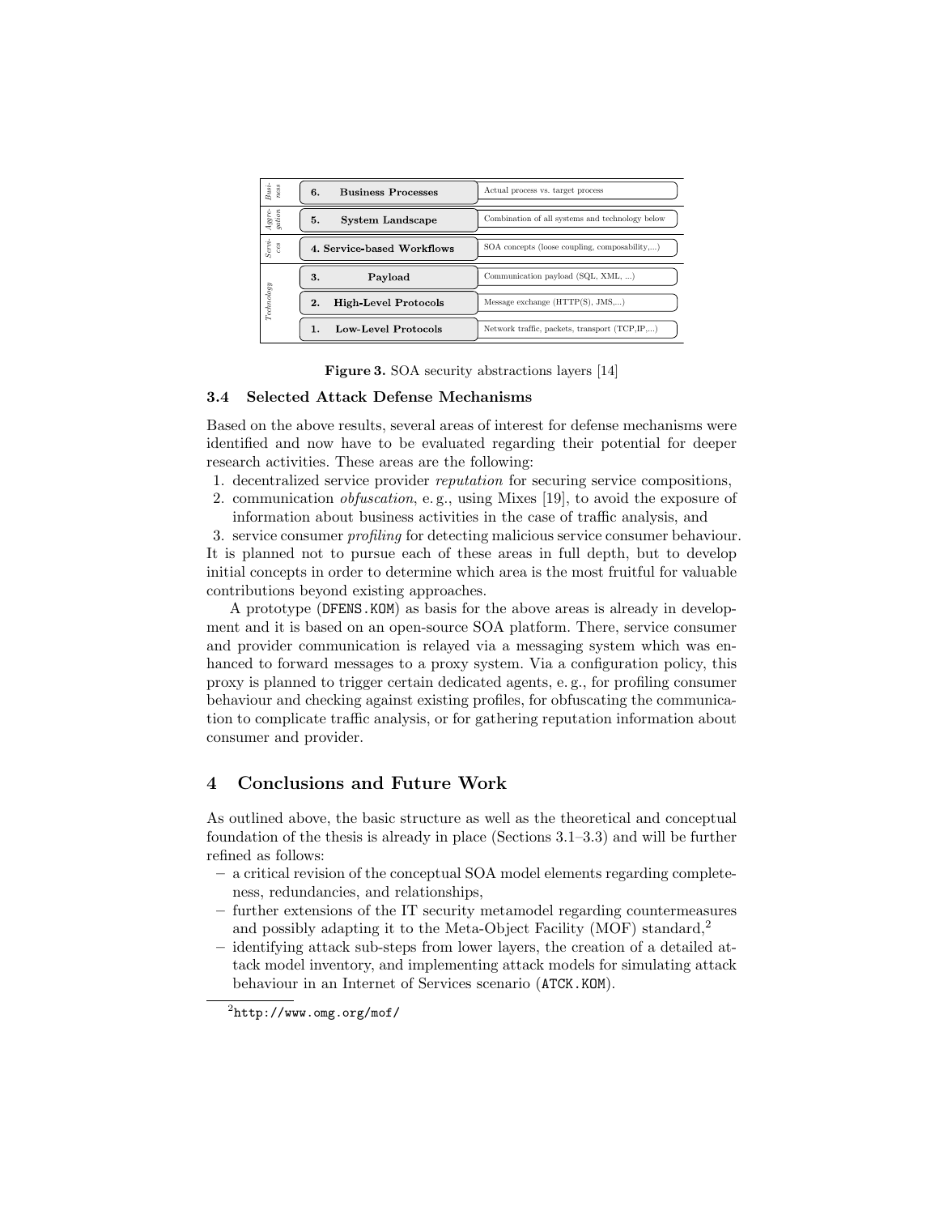| | Layer | Description |
|---|---|---|
| *Business* | **6. Business Processes** | Actual process vs. target process |
| *Aggregation* | **5. System Landscape** | Combination of all systems and technology below |
| *Services* | **4. Service-based Workflows** | SOA concepts (loose coupling, composability,...) |
| *Technology* | **3. Payload** | Communication payload (SQL, XML, ...) |
| | **2. High-Level Protocols** | Message exchange (HTTP(S), JMS,...) |
| | **1. Low-Level Protocols** | Network traffic, packets, transport (TCP,IP,...) |

**Figure 3.** SOA security abstractions layers [14]

### 3.4 Selected Attack Defense Mechanisms

Based on the above results, several areas of interest for defense mechanisms were identified and now have to be evaluated regarding their potential for deeper research activities. These areas are the following:

1. decentralized service provider *reputation* for securing service compositions,
2. communication *obfuscation*, e. g., using Mixes [19], to avoid the exposure of information about business activities in the case of traffic analysis, and
3. service consumer *profiling* for detecting malicious service consumer behaviour.

It is planned not to pursue each of these areas in full depth, but to develop initial concepts in order to determine which area is the most fruitful for valuable contributions beyond existing approaches.

A prototype (DFENS.KOM) as basis for the above areas is already in development and it is based on an open-source SOA platform. There, service consumer and provider communication is relayed via a messaging system which was enhanced to forward messages to a proxy system. Via a configuration policy, this proxy is planned to trigger certain dedicated agents, e. g., for profiling consumer behaviour and checking against existing profiles, for obfuscating the communication to complicate traffic analysis, or for gathering reputation information about consumer and provider.

## 4 Conclusions and Future Work

As outlined above, the basic structure as well as the theoretical and conceptual foundation of the thesis is already in place (Sections 3.1–3.3) and will be further refined as follows:

- a critical revision of the conceptual SOA model elements regarding completeness, redundancies, and relationships,
- further extensions of the IT security metamodel regarding countermeasures and possibly adapting it to the Meta-Object Facility (MOF) standard,[2]
- identifying attack sub-steps from lower layers, the creation of a detailed attack model inventory, and implementing attack models for simulating attack behaviour in an Internet of Services scenario (ATCK.KOM).

[2] http://www.omg.org/mof/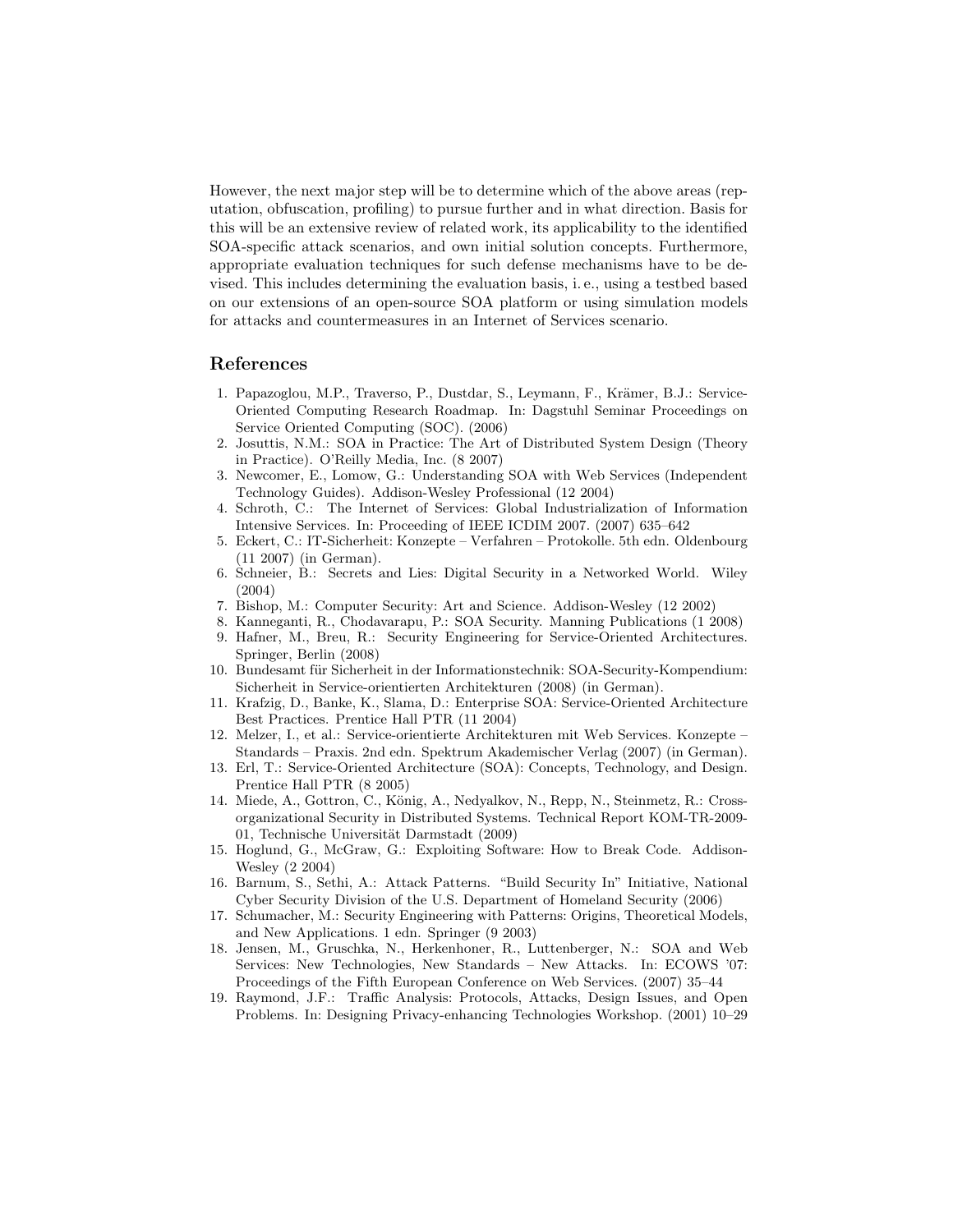However, the next major step will be to determine which of the above areas (reputation, obfuscation, profiling) to pursue further and in what direction. Basis for this will be an extensive review of related work, its applicability to the identified SOA-specific attack scenarios, and own initial solution concepts. Furthermore, appropriate evaluation techniques for such defense mechanisms have to be devised. This includes determining the evaluation basis, i. e., using a testbed based on our extensions of an open-source SOA platform or using simulation models for attacks and countermeasures in an Internet of Services scenario.

## References

1. Papazoglou, M.P., Traverso, P., Dustdar, S., Leymann, F., Krämer, B.J.: Service-Oriented Computing Research Roadmap. In: Dagstuhl Seminar Proceedings on Service Oriented Computing (SOC). (2006)
2. Josuttis, N.M.: SOA in Practice: The Art of Distributed System Design (Theory in Practice). O'Reilly Media, Inc. (8 2007)
3. Newcomer, E., Lomow, G.: Understanding SOA with Web Services (Independent Technology Guides). Addison-Wesley Professional (12 2004)
4. Schroth, C.: The Internet of Services: Global Industrialization of Information Intensive Services. In: Proceeding of IEEE ICDIM 2007. (2007) 635–642
5. Eckert, C.: IT-Sicherheit: Konzepte – Verfahren – Protokolle. 5th edn. Oldenbourg (11 2007) (in German).
6. Schneier, B.: Secrets and Lies: Digital Security in a Networked World. Wiley (2004)
7. Bishop, M.: Computer Security: Art and Science. Addison-Wesley (12 2002)
8. Kanneganti, R., Chodavarapu, P.: SOA Security. Manning Publications (1 2008)
9. Hafner, M., Breu, R.: Security Engineering for Service-Oriented Architectures. Springer, Berlin (2008)
10. Bundesamt für Sicherheit in der Informationstechnik: SOA-Security-Kompendium: Sicherheit in Service-orientierten Architekturen (2008) (in German).
11. Krafzig, D., Banke, K., Slama, D.: Enterprise SOA: Service-Oriented Architecture Best Practices. Prentice Hall PTR (11 2004)
12. Melzer, I., et al.: Service-orientierte Architekturen mit Web Services. Konzepte – Standards – Praxis. 2nd edn. Spektrum Akademischer Verlag (2007) (in German).
13. Erl, T.: Service-Oriented Architecture (SOA): Concepts, Technology, and Design. Prentice Hall PTR (8 2005)
14. Miede, A., Gottron, C., König, A., Nedyalkov, N., Repp, N., Steinmetz, R.: Cross-organizational Security in Distributed Systems. Technical Report KOM-TR-2009-01, Technische Universität Darmstadt (2009)
15. Hoglund, G., McGraw, G.: Exploiting Software: How to Break Code. Addison-Wesley (2 2004)
16. Barnum, S., Sethi, A.: Attack Patterns. "Build Security In" Initiative, National Cyber Security Division of the U.S. Department of Homeland Security (2006)
17. Schumacher, M.: Security Engineering with Patterns: Origins, Theoretical Models, and New Applications. 1 edn. Springer (9 2003)
18. Jensen, M., Gruschka, N., Herkenhoner, R., Luttenberger, N.: SOA and Web Services: New Technologies, New Standards – New Attacks. In: ECOWS '07: Proceedings of the Fifth European Conference on Web Services. (2007) 35–44
19. Raymond, J.F.: Traffic Analysis: Protocols, Attacks, Design Issues, and Open Problems. In: Designing Privacy-enhancing Technologies Workshop. (2001) 10–29